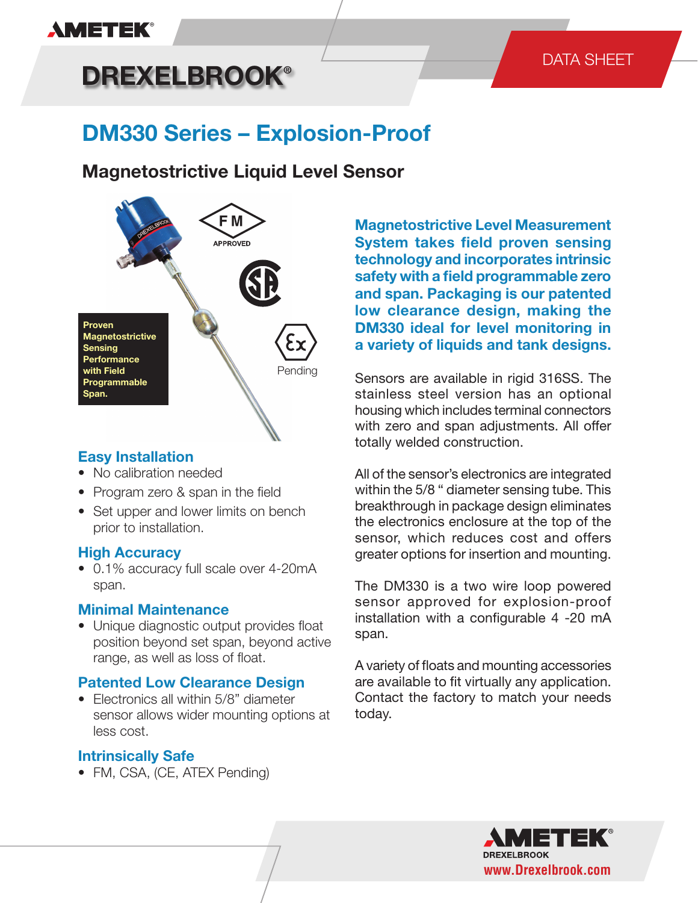AMETEK

DREXELBROOK®

DATA SHEET

# DM330 Series – Explosion-Proof

## Magnetostrictive Liquid Level Sensor

FM APPROVED

Pending

**Proven Magnetostrictive Sensing Performance with Field Programmable Span.**

### Easy Installation

- No calibration needed
- Program zero & span in the field
- Set upper and lower limits on bench prior to installation.

### High Accuracy

- 0.1% accuracy full scale over 4-20mA span.

### Minimal Maintenance

- Unique diagnostic output provides float position beyond set span, beyond active range, as well as loss of float.

### Patented Low Clearance Design

- Electronics all within 5/8" diameter sensor allows wider mounting options at less cost.

### Intrinsically Safe

- FM, CSA, (CE, ATEX Pending)

**Magnetostrictive Level Measurement System takes field proven sensing technology and incorporates intrinsic safety with a field programmable zero and span. Packaging is our patented low clearance design, making the DM330 ideal for level monitoring in a variety of liquids and tank designs.**

Sensors are available in rigid 316SS. The stainless steel version has an optional housing which includes terminal connectors with zero and span adjustments. All offer totally welded construction.

All of the sensor's electronics are integrated within the 5/8 " diameter sensing tube. This breakthrough in package design eliminates the electronics enclosure at the top of the sensor, which reduces cost and offers greater options for insertion and mounting.

The DM330 is a two wire loop powered sensor approved for explosion-proof installation with a configurable 4 -20 mA span.

A variety of floats and mounting accessories are available to fit virtually any application. Contact the factory to match your needs today.

AMETEK DREXELBROOK
www.Drexelbrook.com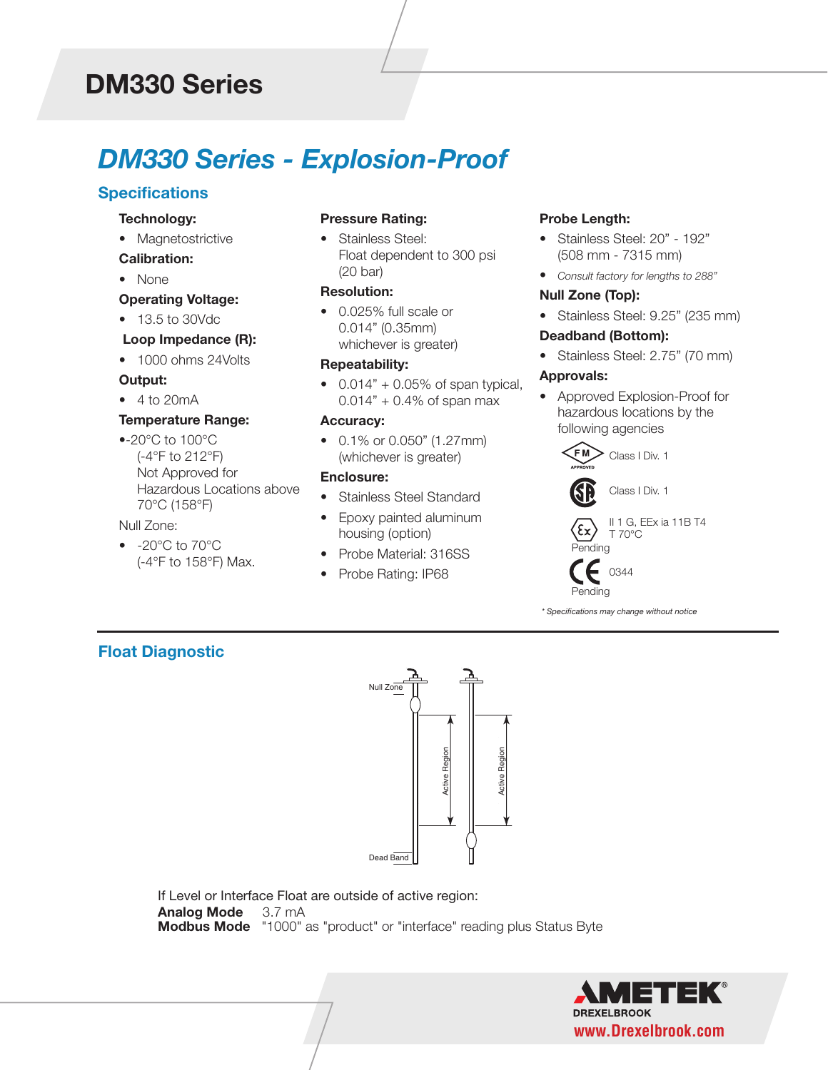# DM330 Series

## *DM330 Series - Explosion-Proof*

### Specifications

**Technology:**
- Magnetostrictive

**Calibration:**
- None

**Operating Voltage:**
- 13.5 to 30Vdc

**Loop Impedance (R):**
- 1000 ohms 24Volts

**Output:**
- 4 to 20mA

**Temperature Range:**
- -20°C to 100°C (-4°F to 212°F) Not Approved for Hazardous Locations above 70°C (158°F)

Null Zone:
- -20°C to 70°C (-4°F to 158°F) Max.

**Pressure Rating:**
- Stainless Steel: Float dependent to 300 psi (20 bar)

**Resolution:**
- 0.025% full scale or 0.014" (0.35mm) whichever is greater)

**Repeatability:**
- 0.014" + 0.05% of span typical, 0.014" + 0.4% of span max

**Accuracy:**
- 0.1% or 0.050" (1.27mm) (whichever is greater)

**Enclosure:**
- Stainless Steel Standard
- Epoxy painted aluminum housing (option)
- Probe Material: 316SS
- Probe Rating: IP68

**Probe Length:**
- Stainless Steel: 20" - 192" (508 mm - 7315 mm)
- *Consult factory for lengths to 288"*

**Null Zone (Top):**
- Stainless Steel: 9.25" (235 mm)

**Deadband (Bottom):**
- Stainless Steel: 2.75" (70 mm)

**Approvals:**
- Approved Explosion-Proof for hazardous locations by the following agencies

FM APPROVED Class I Div. 1

CSA Class I Div. 1

Ex II 1 G, EEx ia 11B T4 T 70°C Pending

CE 0344 Pending

*\* Specifications may change without notice*

### Float Diagnostic

Null Zone

Active Region

Active Region

Dead Band

If Level or Interface Float are outside of active region:

**Analog Mode** 3.7 mA
**Modbus Mode** "1000" as "product" or "interface" reading plus Status Byte

AMETEK DREXELBROOK
www.Drexelbrook.com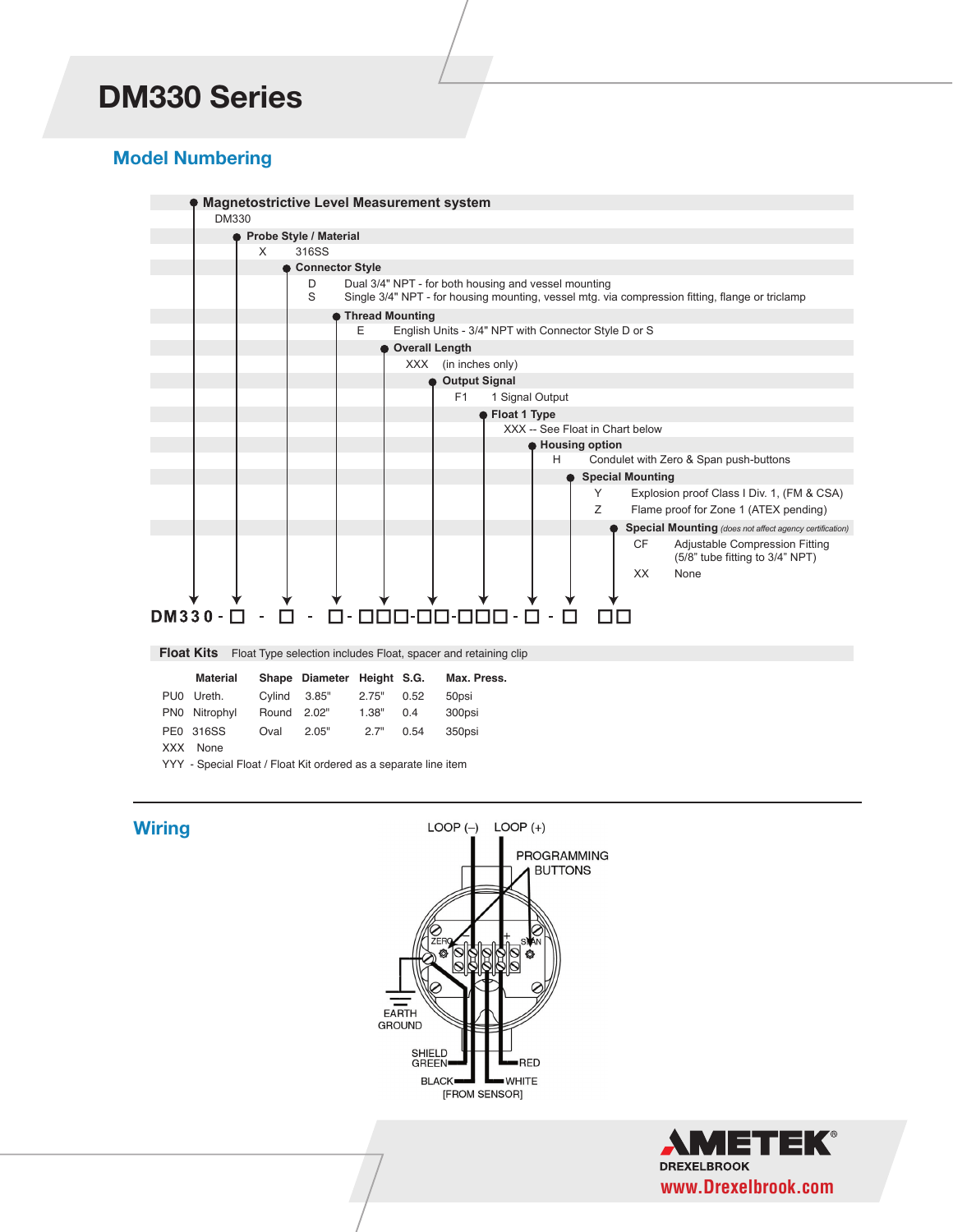# DM330 Series

## Model Numbering

- **Magnetostrictive Level Measurement system**
  - DM330
- **Probe Style / Material**
  - X — 316SS
- **Connector Style**
  - D — Dual 3/4" NPT - for both housing and vessel mounting
  - S — Single 3/4" NPT - for housing mounting, vessel mtg. via compression fitting, flange or triclamp
- **Thread Mounting**
  - E — English Units - 3/4" NPT with Connector Style D or S
- **Overall Length**
  - XXX — (in inches only)
- **Output Signal**
  - F1 — 1 Signal Output
- **Float 1 Type**
  - XXX -- See Float in Chart below
- **Housing option**
  - H — Condulet with Zero & Span push-buttons
- **Special Mounting**
  - Y — Explosion proof Class I Div. 1, (FM & CSA)
  - Z — Flame proof for Zone 1 (ATEX pending)
- **Special Mounting** *(does not affect agency certification)*
  - CF — Adjustable Compression Fitting (5/8" tube fitting to 3/4" NPT)
  - XX — None

**DM330 - □ - □ - □- □□□-□□-□□□- □ - □ □□**

### Float Kits

Float Type selection includes Float, spacer and retaining clip

| | Material | Shape | Diameter | Height | S.G. | Max. Press. |
|---|---|---|---|---|---|---|
| PU0 | Ureth. | Cylind | 3.85" | 2.75" | 0.52 | 50psi |
| PN0 | Nitrophyl | Round | 2.02" | 1.38" | 0.4 | 300psi |
| PE0 | 316SS | Oval | 2.05" | 2.7" | 0.54 | 350psi |
| XXX | None | | | | | |

YYY - Special Float / Float Kit ordered as a separate line item

## Wiring

LOOP (–) LOOP (+)

PROGRAMMING BUTTONS

ZERO – + SPAN

EARTH GROUND

SHIELD GREEN

RED

BLACK

WHITE

[FROM SENSOR]

AMETEK® DREXELBROOK
www.Drexelbrook.com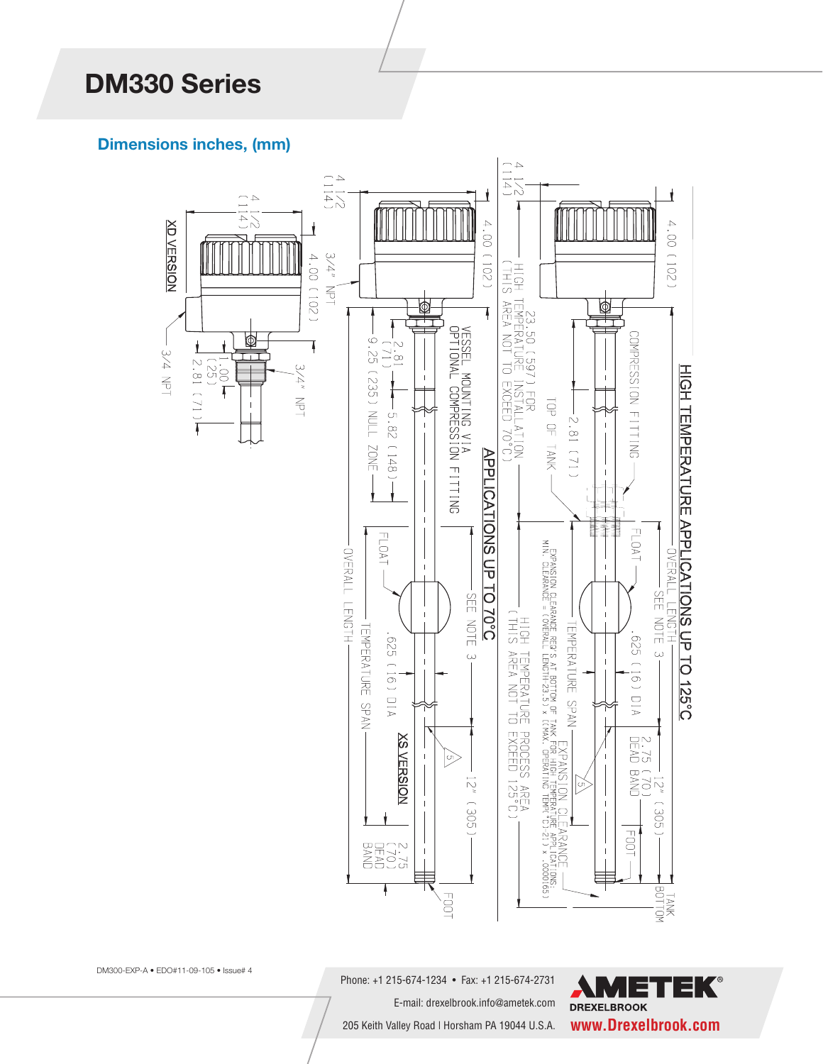# DM330 Series

## Dimensions inches, (mm)

XD VERSION

4 1/2 (114)

4.00 (102)

3/4" NPT

3/4" NPT

1.00 (25)

2.81 (71)

3/4 NPT

APPLICATIONS UP TO 70°C

4 1/2 (114)

4.00 (102)

VESSEL MOUNTING VIA OPTIONAL COMPRESSION FITTING

2.81 (71)

9.25 (235) NULL ZONE

5.82 (148)

SEE NOTE 3

FLOAT

OVERALL LENGTH

.625 (16) DIA

TEMPERATURE SPAN

XS VERSION

12" (305)

2.75 (70) DEAD BAND

FOOT

HIGH TEMPERATURE APPLICATIONS UP TO 125°C

4 1/2 (114)

4.00 (102)

HIGH TEMPERATURE INSTALLATION 23.50 (597) FOR (THIS AREA NOT TO EXCEED 70°C)

COMPRESSION FITTING

TOP OF TANK

2.81 (71)

FLOAT

OVERALL LENGTH

SEE NOTE 3

.625 (16) DIA

TEMPERATURE SPAN

HIGH TEMPERATURE PROCESS AREA (THIS AREA NOT TO EXCEED 125°C)

EXPANSION CLEARANCE

EXPANSION CLEARANCE REQ'S AT BOTTOM OF TANK FOR HIGH TEMPERATURE APPLICATIONS: MIN. CLEARANCE = (OVERALL LENGTH-23.5) x (MAX. OPERATING TEMP(°C)-21) x .000016

2.75 (70) DEAD BAND

12" (305)

FOOT

TANK BOTTOM

DM300-EXP-A • EDO#11-09-105 • Issue# 4

Phone: +1 215-674-1234 • Fax: +1 215-674-2731

E-mail: drexelbrook.info@ametek.com

205 Keith Valley Road | Horsham PA 19044 U.S.A.

AMETEK® DREXELBROOK

www.Drexelbrook.com